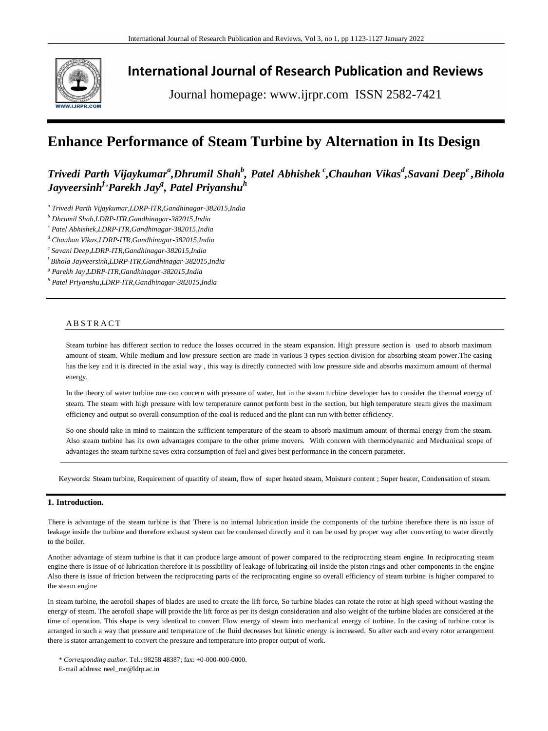# International Journal of Research Publication and Reviews

Journal homepage: www.ijrpr.com ISSN 2582-7421

# Enhance Performance of Steam Turbine by Alternation in Its Design

***Trivedi Parth Vijaykumar[a],Dhrumil Shah[b], Patel Abhishek[c],Chauhan Vikas[d],Savani Deep[e],Bihola Jayveersinh[f],Parekh Jay[g], Patel Priyanshu[h]***

[a] *Trivedi Parth Vijaykumar,LDRP-ITR,Gandhinagar-382015,India*

[b] *Dhrumil Shah,LDRP-ITR,Gandhinagar-382015,India*

[c] *Patel Abhishek,LDRP-ITR,Gandhinagar-382015,India*

[d] *Chauhan Vikas,LDRP-ITR,Gandhinagar-382015,India*

[e] *Savani Deep,LDRP-ITR,Gandhinagar-382015,India*

[f] *Bihola Jayveersinh,LDRP-ITR,Gandhinagar-382015,India*

[g] *Parekh Jay,LDRP-ITR,Gandhinagar-382015,India*

[h] *Patel Priyanshu,LDRP-ITR,Gandhinagar-382015,India*

## ABSTRACT

Steam turbine has different section to reduce the losses occurred in the steam expansion. High pressure section is used to absorb maximum amount of steam. While medium and low pressure section are made in various 3 types section division for absorbing steam power.The casing has the key and it is directed in the axial way , this way is directly connected with low pressure side and absorbs maximum amount of thermal energy.

In the theory of water turbine one can concern with pressure of water, but in the steam turbine developer has to consider the thermal energy of steam. The steam with high pressure with low temperature cannot perform best in the section, but high temperature steam gives the maximum efficiency and output so overall consumption of the coal is reduced and the plant can run with better efficiency.

So one should take in mind to maintain the sufficient temperature of the steam to absorb maximum amount of thermal energy from the steam. Also steam turbine has its own advantages compare to the other prime movers. With concern with thermodynamic and Mechanical scope of advantages the steam turbine saves extra consumption of fuel and gives best performance in the concern parameter.

Keywords: Steam turbine, Requirement of quantity of steam, flow of super heated steam, Moisture content ; Super heater, Condensation of steam.

## 1. Introduction.

There is advantage of the steam turbine is that There is no internal lubrication inside the components of the turbine therefore there is no issue of leakage inside the turbine and therefore exhaust system can be condensed directly and it can be used by proper way after converting to water directly to the boiler.

Another advantage of steam turbine is that it can produce large amount of power compared to the reciprocating steam engine. In reciprocating steam engine there is issue of of lubrication therefore it is possibility of leakage of lubricating oil inside the piston rings and other components in the engine Also there is issue of friction between the reciprocating parts of the reciprocating engine so overall efficiency of steam turbine is higher compared to the steam engine

In steam turbine, the aerofoil shapes of blades are used to create the lift force, So turbine blades can rotate the rotor at high speed without wasting the energy of steam. The aerofoil shape will provide the lift force as per its design consideration and also weight of the turbine blades are considered at the time of operation. This shape is very identical to convert Flow energy of steam into mechanical energy of turbine. In the casing of turbine rotor is arranged in such a way that pressure and temperature of the fluid decreases but kinetic energy is increased. So after each and every rotor arrangement there is stator arrangement to convert the pressure and temperature into proper output of work.

\* *Corresponding author.* Tel.: 98258 48387; fax: +0-000-000-0000.

E-mail address: neel_me@ldrp.ac.in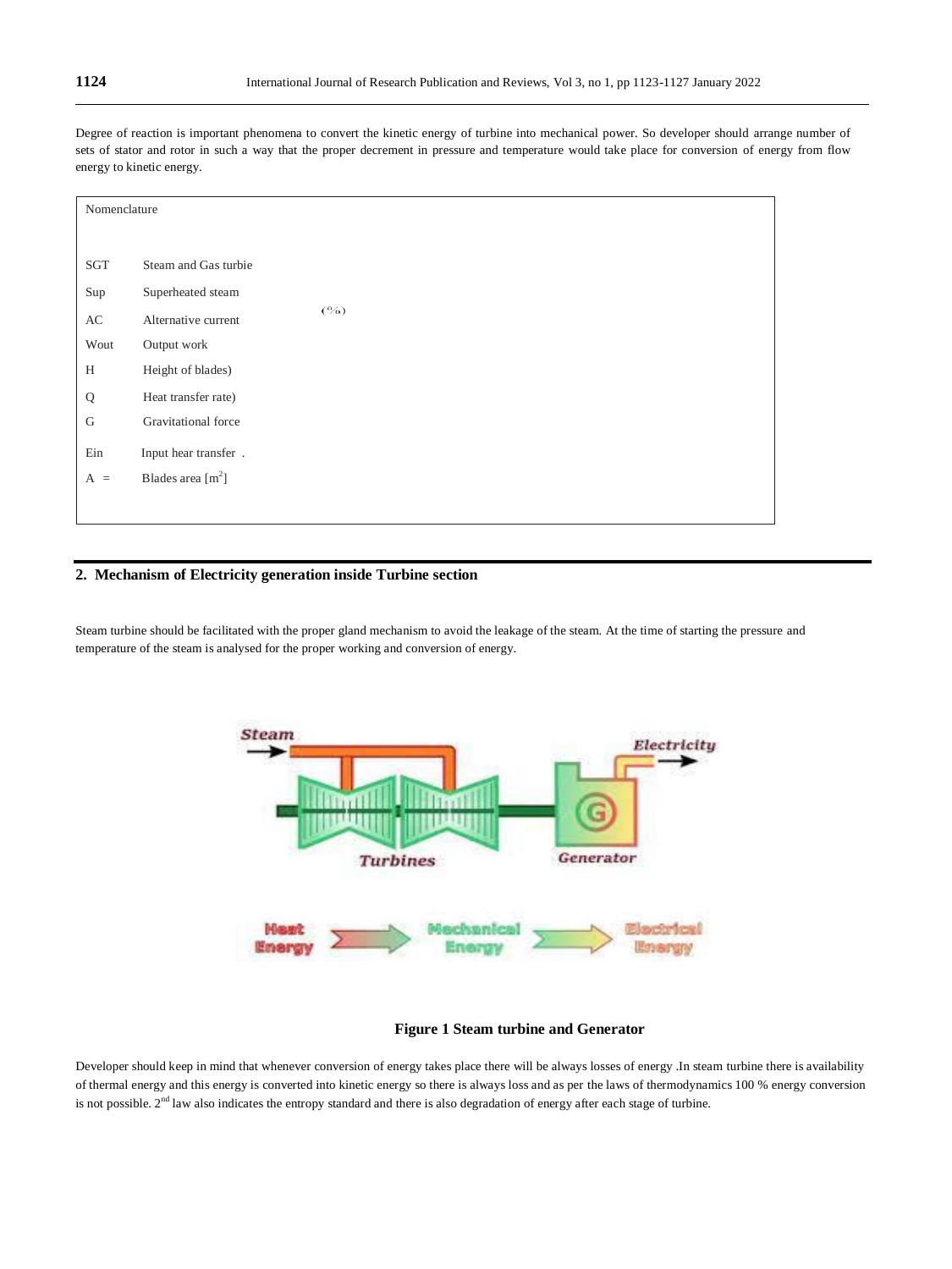Degree of reaction is important phenomena to convert the kinetic energy of turbine into mechanical power. So developer should arrange number of sets of stator and rotor in such a way that the proper decrement in pressure and temperature would take place for conversion of energy from flow energy to kinetic energy.

Nomenclature

| | |
|---|---|
| SGT | Steam and Gas turbie |
| Sup | Superheated steam |
| AC | Alternative current |
| Wout | Output work |
| H | Height of blades) |
| Q | Heat transfer rate) |
| G | Gravitational force |
| Ein | Input hear transfer . |
| A = | Blades area [$m^2$] |

(%)

## 2. Mechanism of Electricity generation inside Turbine section

Steam turbine should be facilitated with the proper gland mechanism to avoid the leakage of the steam. At the time of starting the pressure and temperature of the steam is analysed for the proper working and conversion of energy.

**Figure 1 Steam turbine and Generator**

Developer should keep in mind that whenever conversion of energy takes place there will be always losses of energy .In steam turbine there is availability of thermal energy and this energy is converted into kinetic energy so there is always loss and as per the laws of thermodynamics 100 % energy conversion is not possible. $2^{nd}$ law also indicates the entropy standard and there is also degradation of energy after each stage of turbine.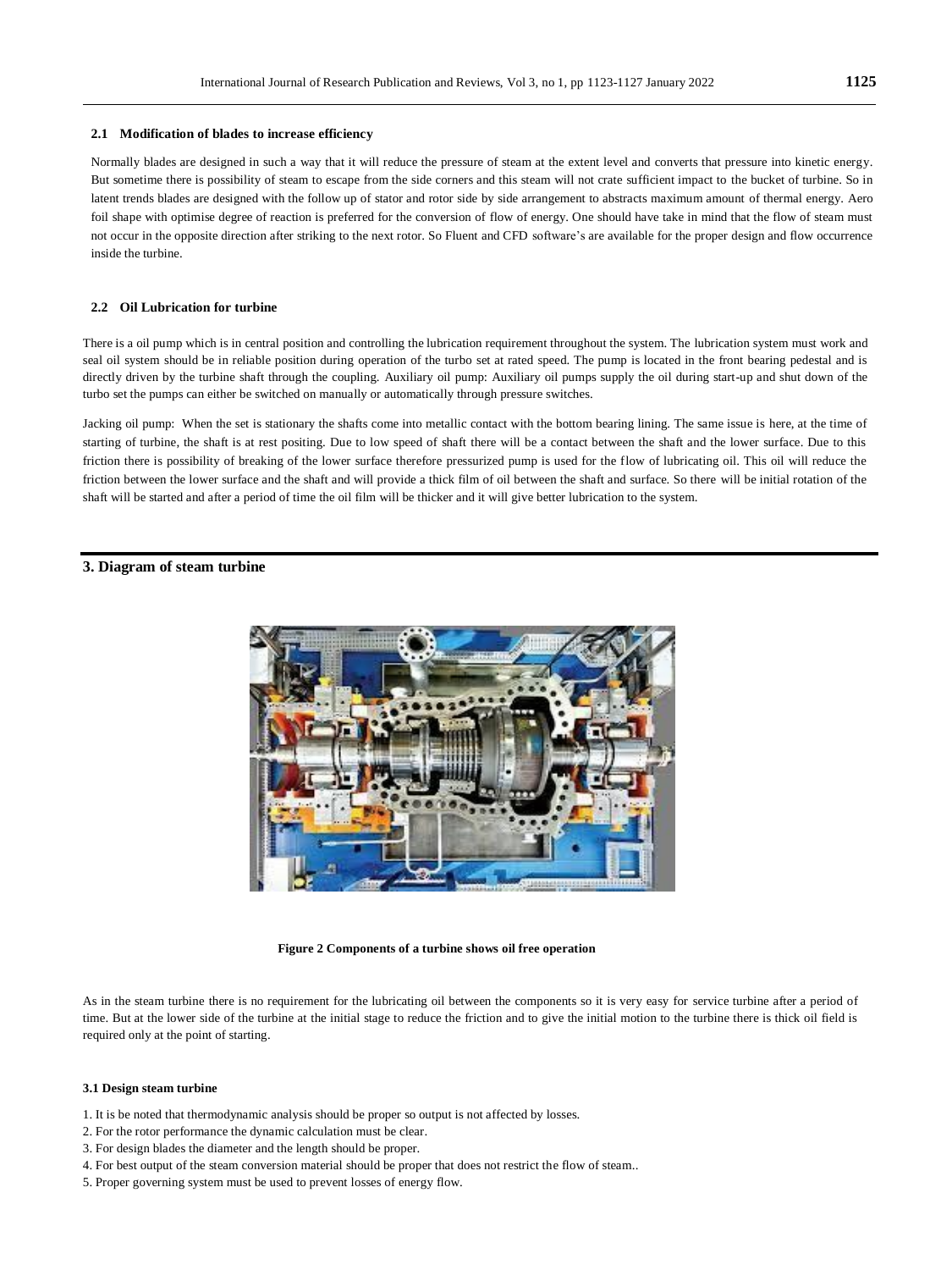### 2.1 Modification of blades to increase efficiency

Normally blades are designed in such a way that it will reduce the pressure of steam at the extent level and converts that pressure into kinetic energy. But sometime there is possibility of steam to escape from the side corners and this steam will not crate sufficient impact to the bucket of turbine. So in latent trends blades are designed with the follow up of stator and rotor side by side arrangement to abstracts maximum amount of thermal energy. Aero foil shape with optimise degree of reaction is preferred for the conversion of flow of energy. One should have take in mind that the flow of steam must not occur in the opposite direction after striking to the next rotor. So Fluent and CFD software's are available for the proper design and flow occurrence inside the turbine.

### 2.2 Oil Lubrication for turbine

There is a oil pump which is in central position and controlling the lubrication requirement throughout the system. The lubrication system must work and seal oil system should be in reliable position during operation of the turbo set at rated speed. The pump is located in the front bearing pedestal and is directly driven by the turbine shaft through the coupling. Auxiliary oil pump: Auxiliary oil pumps supply the oil during start-up and shut down of the turbo set the pumps can either be switched on manually or automatically through pressure switches.

Jacking oil pump: When the set is stationary the shafts come into metallic contact with the bottom bearing lining. The same issue is here, at the time of starting of turbine, the shaft is at rest positing. Due to low speed of shaft there will be a contact between the shaft and the lower surface. Due to this friction there is possibility of breaking of the lower surface therefore pressurized pump is used for the flow of lubricating oil. This oil will reduce the friction between the lower surface and the shaft and will provide a thick film of oil between the shaft and surface. So there will be initial rotation of the shaft will be started and after a period of time the oil film will be thicker and it will give better lubrication to the system.

## 3. Diagram of steam turbine

**Figure 2 Components of a turbine shows oil free operation**

As in the steam turbine there is no requirement for the lubricating oil between the components so it is very easy for service turbine after a period of time. But at the lower side of the turbine at the initial stage to reduce the friction and to give the initial motion to the turbine there is thick oil field is required only at the point of starting.

### 3.1 Design steam turbine

1. It is be noted that thermodynamic analysis should be proper so output is not affected by losses.
2. For the rotor performance the dynamic calculation must be clear.
3. For design blades the diameter and the length should be proper.
4. For best output of the steam conversion material should be proper that does not restrict the flow of steam..
5. Proper governing system must be used to prevent losses of energy flow.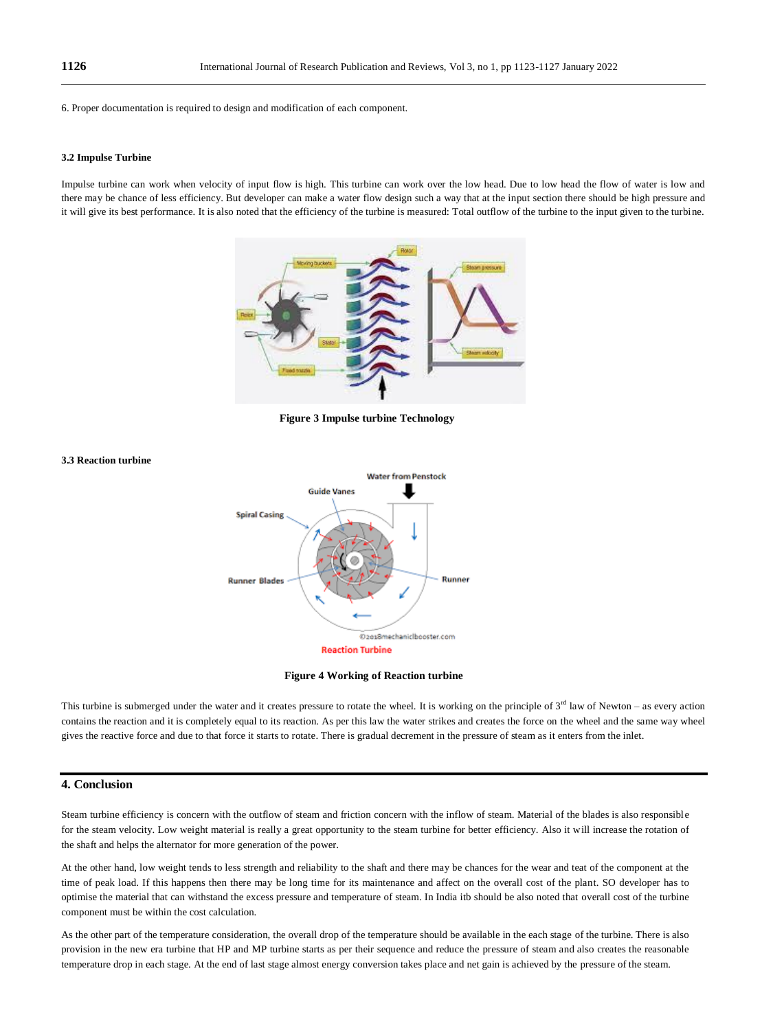6. Proper documentation is required to design and modification of each component.

### 3.2 Impulse Turbine

Impulse turbine can work when velocity of input flow is high. This turbine can work over the low head. Due to low head the flow of water is low and there may be chance of less efficiency. But developer can make a water flow design such a way that at the input section there should be high pressure and it will give its best performance. It is also noted that the efficiency of the turbine is measured: Total outflow of the turbine to the input given to the turbine.

**Figure 3 Impulse turbine Technology**

### 3.3 Reaction turbine

**Figure 4 Working of Reaction turbine**

This turbine is submerged under the water and it creates pressure to rotate the wheel. It is working on the principle of 3rd law of Newton – as every action contains the reaction and it is completely equal to its reaction. As per this law the water strikes and creates the force on the wheel and the same way wheel gives the reactive force and due to that force it starts to rotate. There is gradual decrement in the pressure of steam as it enters from the inlet.

## 4. Conclusion

Steam turbine efficiency is concern with the outflow of steam and friction concern with the inflow of steam. Material of the blades is also responsible for the steam velocity. Low weight material is really a great opportunity to the steam turbine for better efficiency. Also it will increase the rotation of the shaft and helps the alternator for more generation of the power.

At the other hand, low weight tends to less strength and reliability to the shaft and there may be chances for the wear and teat of the component at the time of peak load. If this happens then there may be long time for its maintenance and affect on the overall cost of the plant. SO developer has to optimise the material that can withstand the excess pressure and temperature of steam. In India itb should be also noted that overall cost of the turbine component must be within the cost calculation.

As the other part of the temperature consideration, the overall drop of the temperature should be available in the each stage of the turbine. There is also provision in the new era turbine that HP and MP turbine starts as per their sequence and reduce the pressure of steam and also creates the reasonable temperature drop in each stage. At the end of last stage almost energy conversion takes place and net gain is achieved by the pressure of the steam.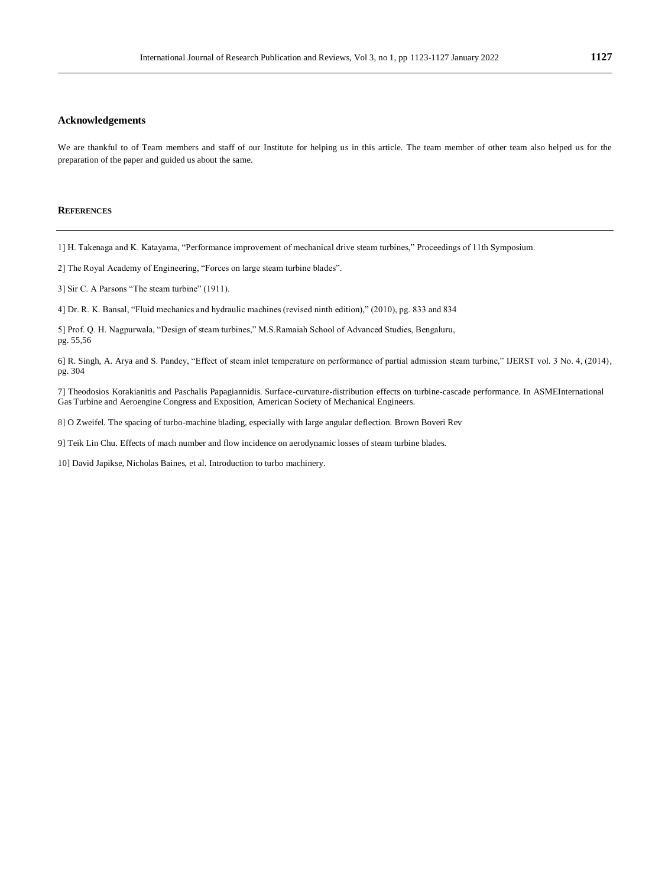## Acknowledgements

We are thankful to of Team members and staff of our Institute for helping us in this article. The team member of other team also helped us for the preparation of the paper and guided us about the same.

## References

1] H. Takenaga and K. Katayama, "Performance improvement of mechanical drive steam turbines," Proceedings of 11th Symposium.

2] The Royal Academy of Engineering, "Forces on large steam turbine blades".

3] Sir C. A Parsons "The steam turbine" (1911).

4] Dr. R. K. Bansal, "Fluid mechanics and hydraulic machines (revised ninth edition)," (2010), pg. 833 and 834

5] Prof. Q. H. Nagpurwala, "Design of steam turbines," M.S.Ramaiah School of Advanced Studies, Bengaluru, pg. 55,56

6] R. Singh, A. Arya and S. Pandey, "Effect of steam inlet temperature on performance of partial admission steam turbine," IJERST vol. 3 No. 4, (2014), pg. 304

7] Theodosios Korakianitis and Paschalis Papagiannidis. Surface-curvature-distribution effects on turbine-cascade performance. In ASMEInternational Gas Turbine and Aeroengine Congress and Exposition, American Society of Mechanical Engineers.

8] O Zweifel. The spacing of turbo-machine blading, especially with large angular deflection. Brown Boveri Rev

9] Teik Lin Chu. Effects of mach number and flow incidence on aerodynamic losses of steam turbine blades.

10] David Japikse, Nicholas Baines, et al. Introduction to turbo machinery.